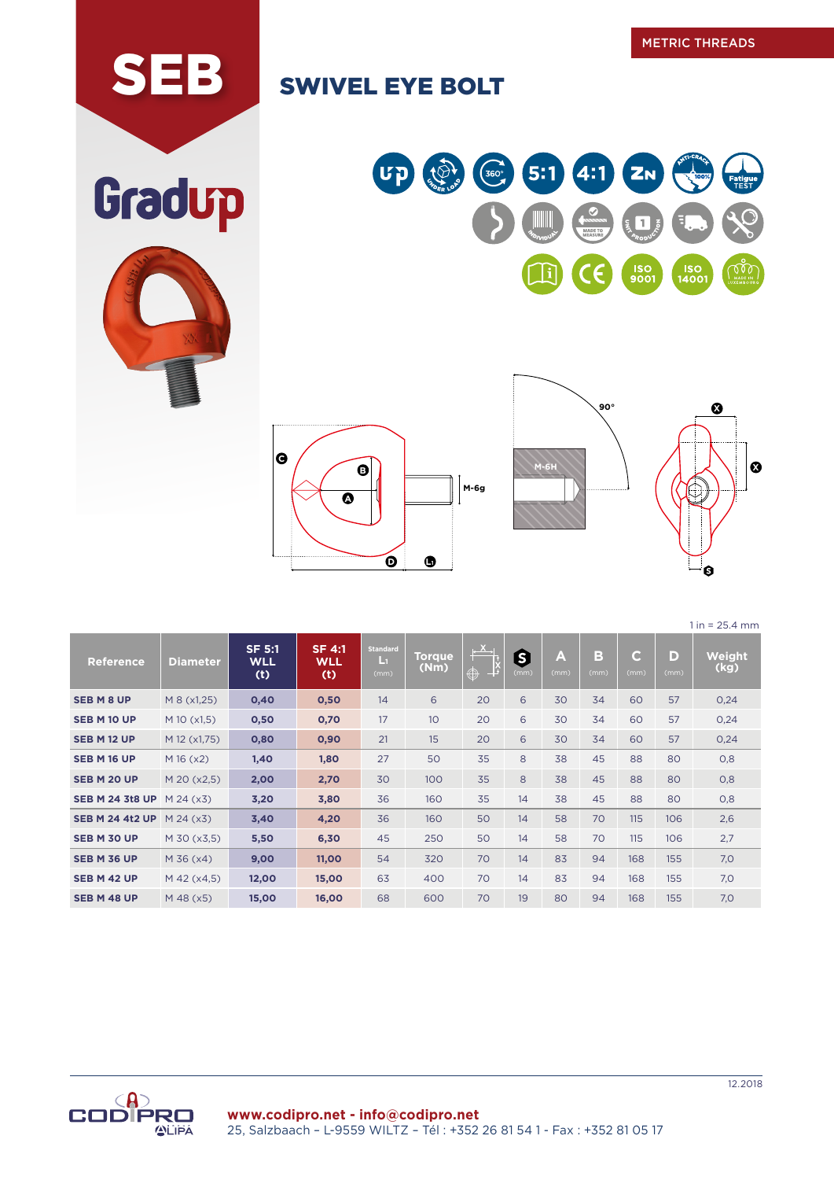METRIC THREADS

# SEB

# SWIVEL EYE BOLT

Gradup

1 in = 25.4 mm

| Reference | Diameter | SF 5:1 WLL (t) | SF 4:1 WLL (t) | Standard L1 (mm) | Torque (Nm) | X | S (mm) | A (mm) | B (mm) | C (mm) | D (mm) | Weight (kg) |
|---|---|---|---|---|---|---|---|---|---|---|---|---|
| SEB M 8 UP | M 8 (x1,25) | 0,40 | 0,50 | 14 | 6 | 20 | 6 | 30 | 34 | 60 | 57 | 0,24 |
| SEB M 10 UP | M 10 (x1,5) | 0,50 | 0,70 | 17 | 10 | 20 | 6 | 30 | 34 | 60 | 57 | 0,24 |
| SEB M 12 UP | M 12 (x1,75) | 0,80 | 0,90 | 21 | 15 | 20 | 6 | 30 | 34 | 60 | 57 | 0,24 |
| SEB M 16 UP | M 16 (x2) | 1,40 | 1,80 | 27 | 50 | 35 | 8 | 38 | 45 | 88 | 80 | 0,8 |
| SEB M 20 UP | M 20 (x2,5) | 2,00 | 2,70 | 30 | 100 | 35 | 8 | 38 | 45 | 88 | 80 | 0,8 |
| SEB M 24 3t8 UP | M 24 (x3) | 3,20 | 3,80 | 36 | 160 | 35 | 14 | 38 | 45 | 88 | 80 | 0,8 |
| SEB M 24 4t2 UP | M 24 (x3) | 3,40 | 4,20 | 36 | 160 | 50 | 14 | 58 | 70 | 115 | 106 | 2,6 |
| SEB M 30 UP | M 30 (x3,5) | 5,50 | 6,30 | 45 | 250 | 50 | 14 | 58 | 70 | 115 | 106 | 2,7 |
| SEB M 36 UP | M 36 (x4) | 9,00 | 11,00 | 54 | 320 | 70 | 14 | 83 | 94 | 168 | 155 | 7,0 |
| SEB M 42 UP | M 42 (x4,5) | 12,00 | 15,00 | 63 | 400 | 70 | 14 | 83 | 94 | 168 | 155 | 7,0 |
| SEB M 48 UP | M 48 (x5) | 15,00 | 16,00 | 68 | 600 | 70 | 19 | 80 | 94 | 168 | 155 | 7,0 |

12.2018

CODIPRO

**www.codipro.net - info@codipro.net**
25, Salzbaach – L-9559 WILTZ – Tél : +352 26 81 54 1 - Fax : +352 81 05 17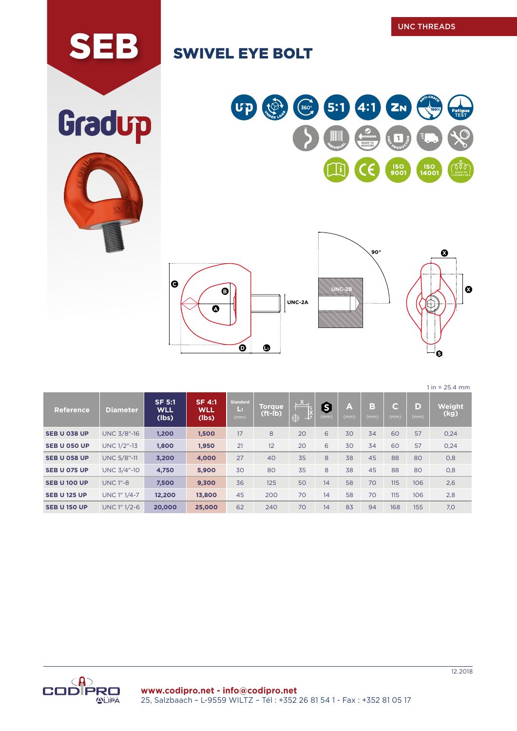UNC THREADS

# SEB

## SWIVEL EYE BOLT

Gradup

1 in = 25.4 mm

| Reference | Diameter | SF 5:1 WLL (lbs) | SF 4:1 WLL (lbs) | Standard L1 (mm) | Torque (ft-lb) | X | S (mm) | A (mm) | B (mm) | C (mm) | D (mm) | Weight (kg) |
|---|---|---|---|---|---|---|---|---|---|---|---|---|
| SEB U 038 UP | UNC 3/8"-16 | 1,200 | 1,500 | 17 | 8 | 20 | 6 | 30 | 34 | 60 | 57 | 0,24 |
| SEB U 050 UP | UNC 1/2"-13 | 1,800 | 1,950 | 21 | 12 | 20 | 6 | 30 | 34 | 60 | 57 | 0,24 |
| SEB U 058 UP | UNC 5/8"-11 | 3,200 | 4,000 | 27 | 40 | 35 | 8 | 38 | 45 | 88 | 80 | 0,8 |
| SEB U 075 UP | UNC 3/4"-10 | 4,750 | 5,900 | 30 | 80 | 35 | 8 | 38 | 45 | 88 | 80 | 0,8 |
| SEB U 100 UP | UNC 1"-8 | 7,500 | 9,300 | 36 | 125 | 50 | 14 | 58 | 70 | 115 | 106 | 2,6 |
| SEB U 125 UP | UNC 1" 1/4-7 | 12,200 | 13,800 | 45 | 200 | 70 | 14 | 58 | 70 | 115 | 106 | 2,8 |
| SEB U 150 UP | UNC 1" 1/2-6 | 20,000 | 25,000 | 62 | 240 | 70 | 14 | 83 | 94 | 168 | 155 | 7,0 |

12.2018

**www.codipro.net - info@codipro.net**
25, Salzbaach – L-9559 WILTZ – Tél : +352 26 81 54 1 - Fax : +352 81 05 17